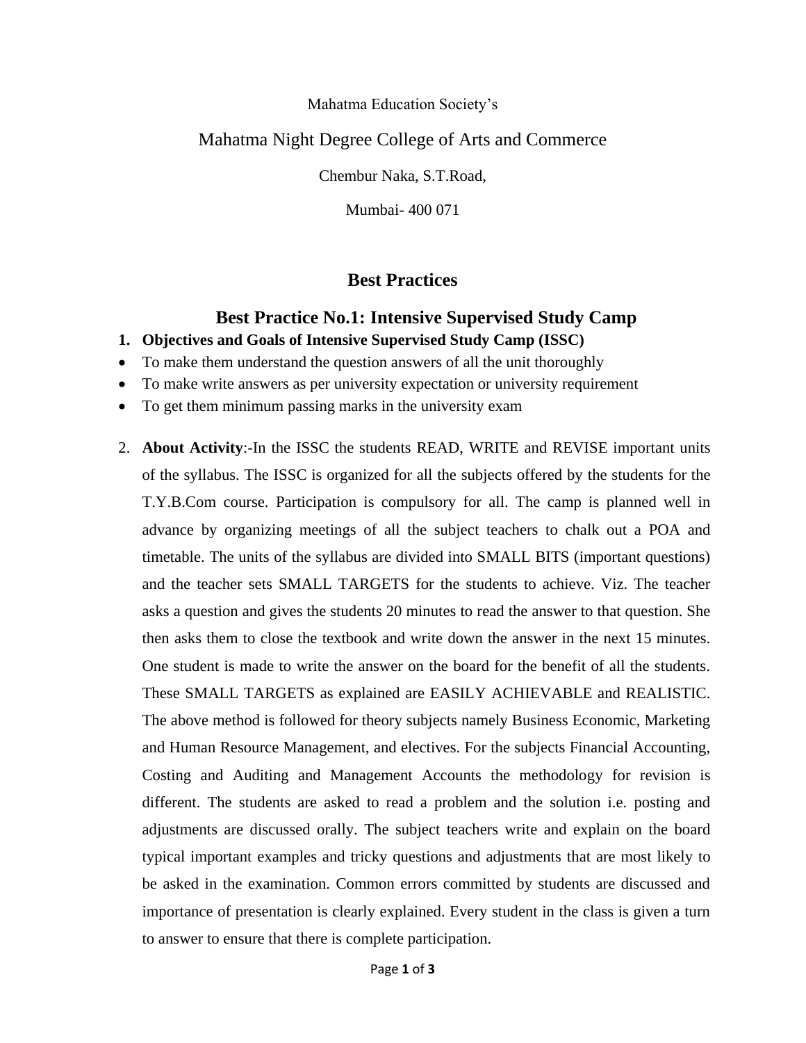Mahatma Education Society's

# Mahatma Night Degree College of Arts and Commerce

Chembur Naka, S.T.Road,

Mumbai- 400 071

## Best Practices

## Best Practice No.1: Intensive Supervised Study Camp

1. **Objectives and Goals of Intensive Supervised Study Camp (ISSC)**

- To make them understand the question answers of all the unit thoroughly
- To make write answers as per university expectation or university requirement
- To get them minimum passing marks in the university exam

2. **About Activity**:-In the ISSC the students READ, WRITE and REVISE important units of the syllabus. The ISSC is organized for all the subjects offered by the students for the T.Y.B.Com course. Participation is compulsory for all. The camp is planned well in advance by organizing meetings of all the subject teachers to chalk out a POA and timetable. The units of the syllabus are divided into SMALL BITS (important questions) and the teacher sets SMALL TARGETS for the students to achieve. Viz. The teacher asks a question and gives the students 20 minutes to read the answer to that question. She then asks them to close the textbook and write down the answer in the next 15 minutes. One student is made to write the answer on the board for the benefit of all the students. These SMALL TARGETS as explained are EASILY ACHIEVABLE and REALISTIC. The above method is followed for theory subjects namely Business Economic, Marketing and Human Resource Management, and electives. For the subjects Financial Accounting, Costing and Auditing and Management Accounts the methodology for revision is different. The students are asked to read a problem and the solution i.e. posting and adjustments are discussed orally. The subject teachers write and explain on the board typical important examples and tricky questions and adjustments that are most likely to be asked in the examination. Common errors committed by students are discussed and importance of presentation is clearly explained. Every student in the class is given a turn to answer to ensure that there is complete participation.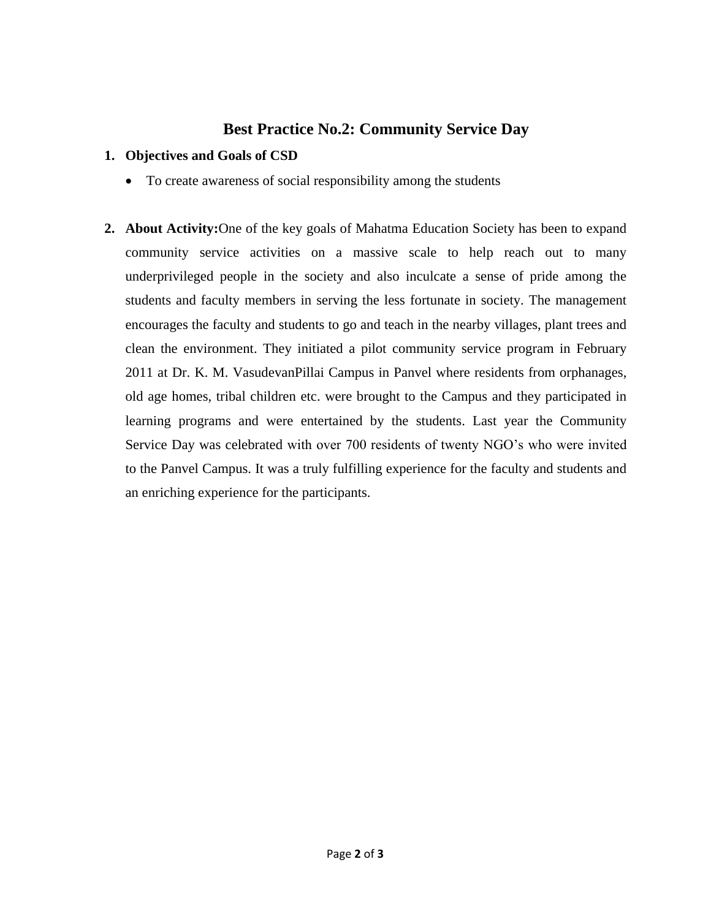# Best Practice No.2: Community Service Day

1. **Objectives and Goals of CSD**

   - To create awareness of social responsibility among the students

2. **About Activity:**One of the key goals of Mahatma Education Society has been to expand community service activities on a massive scale to help reach out to many underprivileged people in the society and also inculcate a sense of pride among the students and faculty members in serving the less fortunate in society. The management encourages the faculty and students to go and teach in the nearby villages, plant trees and clean the environment. They initiated a pilot community service program in February 2011 at Dr. K. M. VasudevanPillai Campus in Panvel where residents from orphanages, old age homes, tribal children etc. were brought to the Campus and they participated in learning programs and were entertained by the students. Last year the Community Service Day was celebrated with over 700 residents of twenty NGO's who were invited to the Panvel Campus. It was a truly fulfilling experience for the faculty and students and an enriching experience for the participants.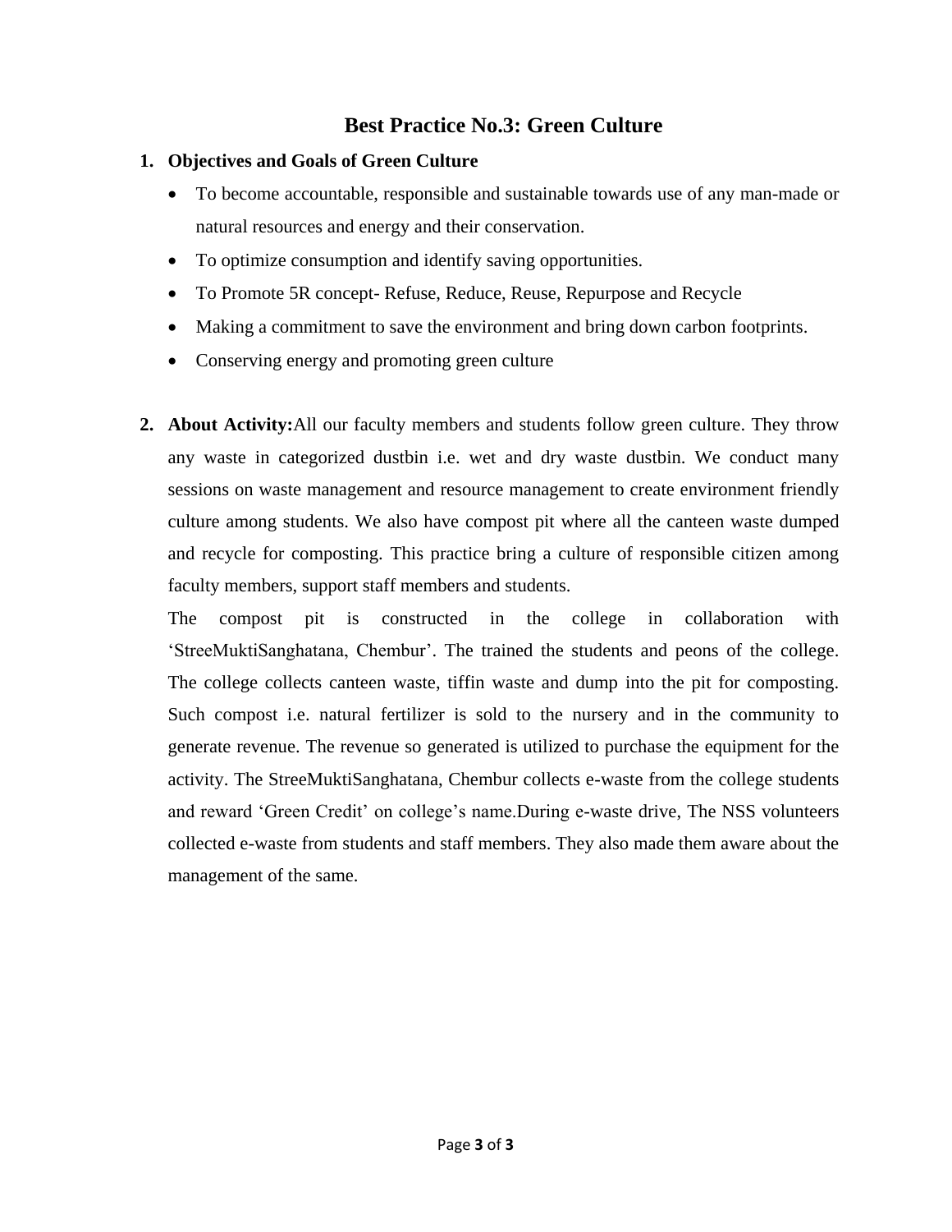# Best Practice No.3: Green Culture

1. **Objectives and Goals of Green Culture**
   - To become accountable, responsible and sustainable towards use of any man-made or natural resources and energy and their conservation.
   - To optimize consumption and identify saving opportunities.
   - To Promote 5R concept- Refuse, Reduce, Reuse, Repurpose and Recycle
   - Making a commitment to save the environment and bring down carbon footprints.
   - Conserving energy and promoting green culture

2. **About Activity:**All our faculty members and students follow green culture. They throw any waste in categorized dustbin i.e. wet and dry waste dustbin. We conduct many sessions on waste management and resource management to create environment friendly culture among students. We also have compost pit where all the canteen waste dumped and recycle for composting. This practice bring a culture of responsible citizen among faculty members, support staff members and students.

   The compost pit is constructed in the college in collaboration with 'StreeMuktiSanghatana, Chembur'. The trained the students and peons of the college. The college collects canteen waste, tiffin waste and dump into the pit for composting. Such compost i.e. natural fertilizer is sold to the nursery and in the community to generate revenue. The revenue so generated is utilized to purchase the equipment for the activity. The StreeMuktiSanghatana, Chembur collects e-waste from the college students and reward 'Green Credit' on college's name.During e-waste drive, The NSS volunteers collected e-waste from students and staff members. They also made them aware about the management of the same.